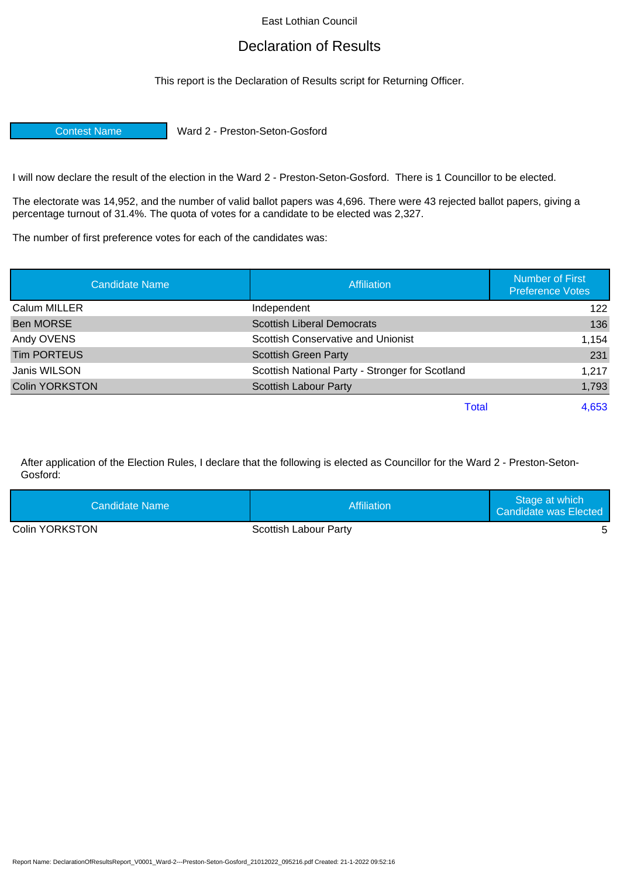East Lothian Council

# Declaration of Results

This report is the Declaration of Results script for Returning Officer.

| Contest Name | Ward 2 - Preston-Seton-Gosford |
|---|---|

I will now declare the result of the election in the Ward 2 - Preston-Seton-Gosford. There is 1 Councillor to be elected.

The electorate was 14,952, and the number of valid ballot papers was 4,696. There were 43 rejected ballot papers, giving a percentage turnout of 31.4%. The quota of votes for a candidate to be elected was 2,327.

The number of first preference votes for each of the candidates was:

| Candidate Name | Affiliation | Number of First Preference Votes |
|---|---|---|
| Calum MILLER | Independent | 122 |
| Ben MORSE | Scottish Liberal Democrats | 136 |
| Andy OVENS | Scottish Conservative and Unionist | 1,154 |
| Tim PORTEUS | Scottish Green Party | 231 |
| Janis WILSON | Scottish National Party - Stronger for Scotland | 1,217 |
| Colin YORKSTON | Scottish Labour Party | 1,793 |
| | Total | 4,653 |

After application of the Election Rules, I declare that the following is elected as Councillor for the Ward 2 - Preston-Seton-Gosford:

| Candidate Name | Affiliation | Stage at which Candidate was Elected |
|---|---|---|
| Colin YORKSTON | Scottish Labour Party | 5 |

Report Name: DeclarationOfResultsReport_V0001_Ward-2---Preston-Seton-Gosford_21012022_095216.pdf Created: 21-1-2022 09:52:16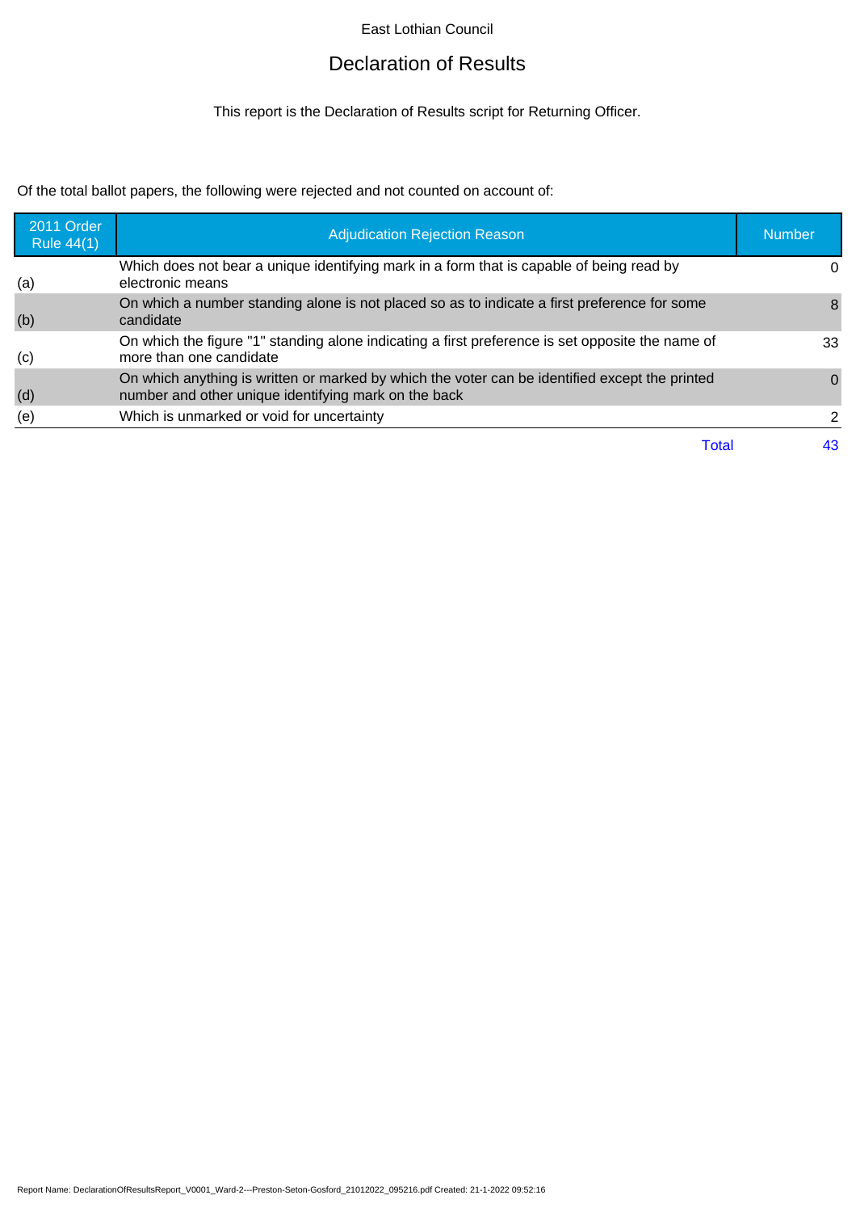East Lothian Council

# Declaration of Results

This report is the Declaration of Results script for Returning Officer.

Of the total ballot papers, the following were rejected and not counted on account of:

| 2011 Order Rule 44(1) | Adjudication Rejection Reason | Number |
|---|---|---|
| (a) | Which does not bear a unique identifying mark in a form that is capable of being read by electronic means | 0 |
| (b) | On which a number standing alone is not placed so as to indicate a first preference for some candidate | 8 |
| (c) | On which the figure "1" standing alone indicating a first preference is set opposite the name of more than one candidate | 33 |
| (d) | On which anything is written or marked by which the voter can be identified except the printed number and other unique identifying mark on the back | 0 |
| (e) | Which is unmarked or void for uncertainty | 2 |
| | Total | 43 |

Report Name: DeclarationOfResultsReport_V0001_Ward-2---Preston-Seton-Gosford_21012022_095216.pdf Created: 21-1-2022 09:52:16